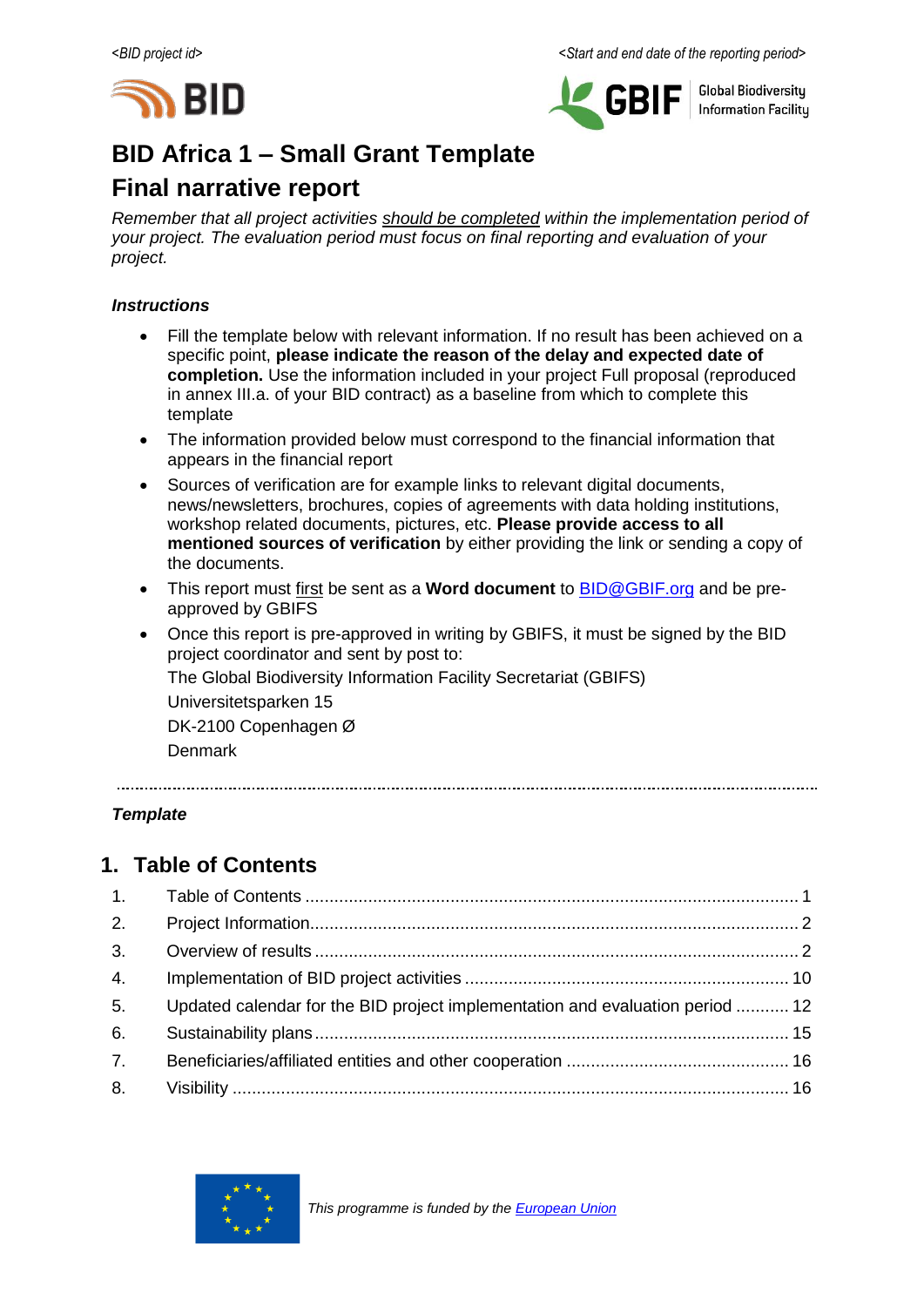*<BID project id>* *<Start and end date of the reporting period>*

# BID Africa 1 – Small Grant Template

# Final narrative report

*Remember that all project activities <u>should be completed</u> within the implementation period of your project. The evaluation period must focus on final reporting and evaluation of your project.*

***Instructions***

- Fill the template below with relevant information. If no result has been achieved on a specific point, **please indicate the reason of the delay and expected date of completion.** Use the information included in your project Full proposal (reproduced in annex III.a. of your BID contract) as a baseline from which to complete this template
- The information provided below must correspond to the financial information that appears in the financial report
- Sources of verification are for example links to relevant digital documents, news/newsletters, brochures, copies of agreements with data holding institutions, workshop related documents, pictures, etc. **Please provide access to all mentioned sources of verification** by either providing the link or sending a copy of the documents.
- This report must <u>first</u> be sent as a **Word document** to [BID@GBIF.org](mailto:BID@GBIF.org) and be pre-approved by GBIFS
- Once this report is pre-approved in writing by GBIFS, it must be signed by the BID project coordinator and sent by post to:

  The Global Biodiversity Information Facility Secretariat (GBIFS)

  Universitetsparken 15

  DK-2100 Copenhagen Ø

  Denmark

---

***Template***

## 1. Table of Contents

1. Table of Contents ..... 1
2. Project Information ..... 2
3. Overview of results ..... 2
4. Implementation of BID project activities ..... 10
5. Updated calendar for the BID project implementation and evaluation period ..... 12
6. Sustainability plans ..... 15
7. Beneficiaries/affiliated entities and other cooperation ..... 16
8. Visibility ..... 16

*This programme is funded by the [European Union](#)*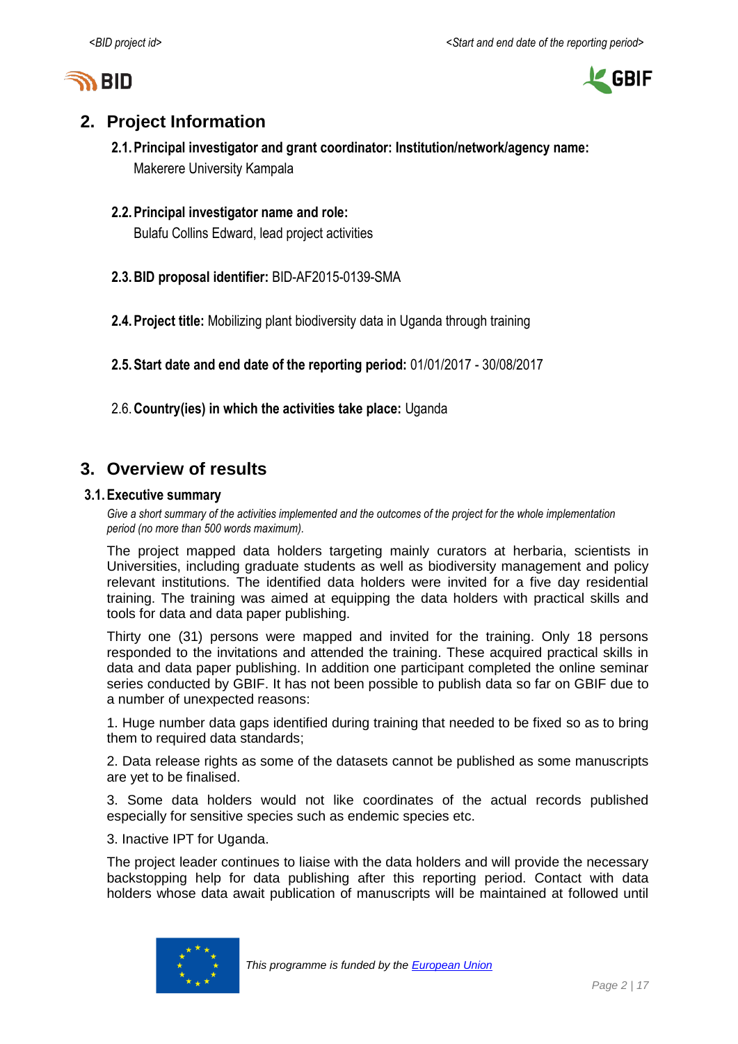## 2. Project Information

### 2.1. Principal investigator and grant coordinator: Institution/network/agency name:

Makerere University Kampala

### 2.2. Principal investigator name and role:

Bulafu Collins Edward, lead project activities

### 2.3. BID proposal identifier: BID-AF2015-0139-SMA

### 2.4. Project title: Mobilizing plant biodiversity data in Uganda through training

### 2.5. Start date and end date of the reporting period: 01/01/2017 - 30/08/2017

### 2.6. Country(ies) in which the activities take place: Uganda

## 3. Overview of results

### 3.1. Executive summary

*Give a short summary of the activities implemented and the outcomes of the project for the whole implementation period (no more than 500 words maximum).*

The project mapped data holders targeting mainly curators at herbaria, scientists in Universities, including graduate students as well as biodiversity management and policy relevant institutions. The identified data holders were invited for a five day residential training. The training was aimed at equipping the data holders with practical skills and tools for data and data paper publishing.

Thirty one (31) persons were mapped and invited for the training. Only 18 persons responded to the invitations and attended the training. These acquired practical skills in data and data paper publishing. In addition one participant completed the online seminar series conducted by GBIF. It has not been possible to publish data so far on GBIF due to a number of unexpected reasons:

1. Huge number data gaps identified during training that needed to be fixed so as to bring them to required data standards;

2. Data release rights as some of the datasets cannot be published as some manuscripts are yet to be finalised.

3. Some data holders would not like coordinates of the actual records published especially for sensitive species such as endemic species etc.

3. Inactive IPT for Uganda.

The project leader continues to liaise with the data holders and will provide the necessary backstopping help for data publishing after this reporting period. Contact with data holders whose data await publication of manuscripts will be maintained at followed until

*This programme is funded by the European Union*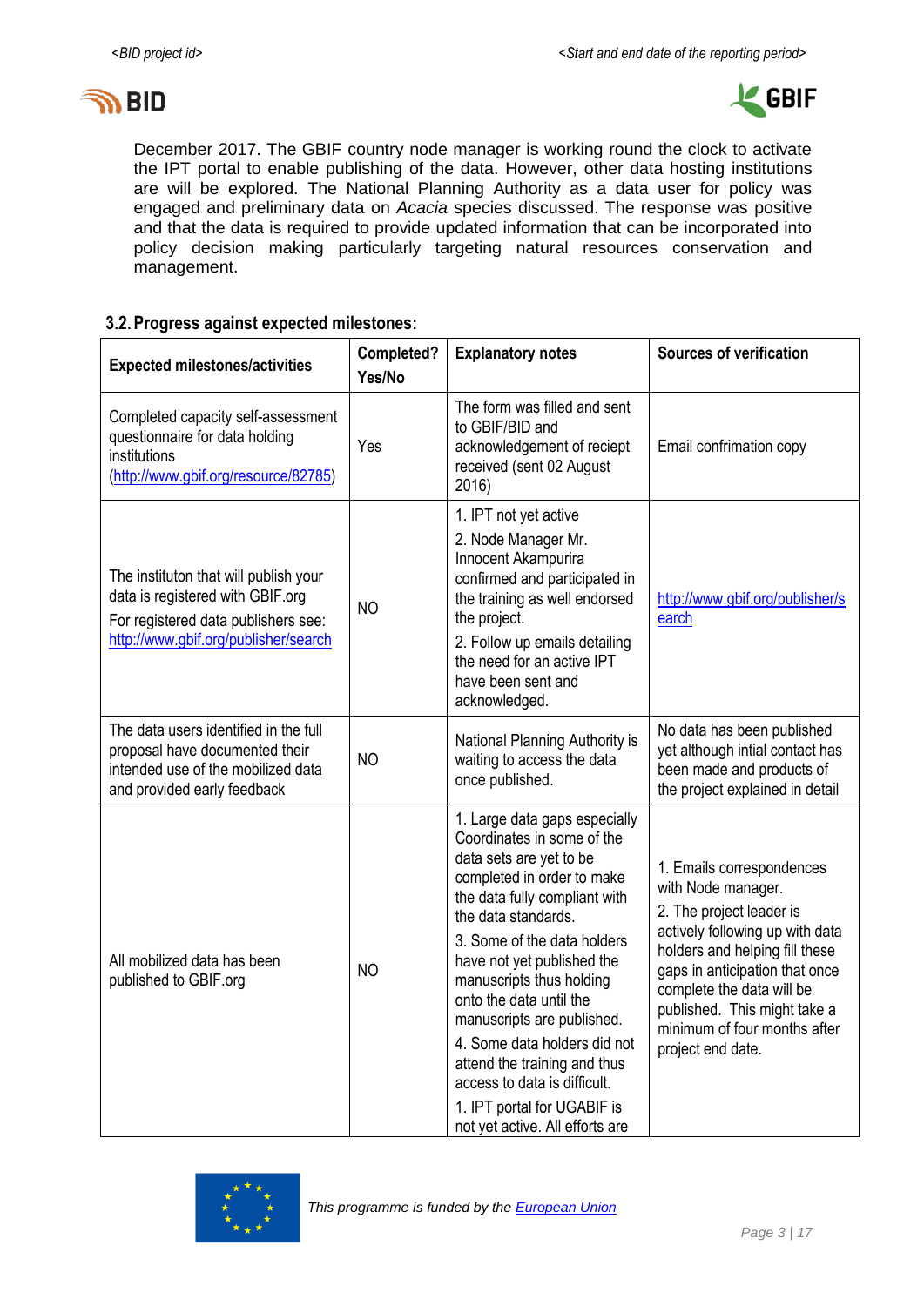December 2017. The GBIF country node manager is working round the clock to activate the IPT portal to enable publishing of the data. However, other data hosting institutions are will be explored. The National Planning Authority as a data user for policy was engaged and preliminary data on *Acacia* species discussed. The response was positive and that the data is required to provide updated information that can be incorporated into policy decision making particularly targeting natural resources conservation and management.

### 3.2. Progress against expected milestones:

| Expected milestones/activities | Completed? Yes/No | Explanatory notes | Sources of verification |
|---|---|---|---|
| Completed capacity self-assessment questionnaire for data holding institutions (http://www.gbif.org/resource/82785) | Yes | The form was filled and sent to GBIF/BID and acknowledgement of reciept received (sent 02 August 2016) | Email confirmation copy |
| The instituton that will publish your data is registered with GBIF.org<br>For registered data publishers see: http://www.gbif.org/publisher/search | NO | 1. IPT not yet active<br>2. Node Manager Mr. Innocent Akampurira confirmed and participated in the training as well endorsed the project.<br>2. Follow up emails detailing the need for an active IPT have been sent and acknowledged. | http://www.gbif.org/publisher/search |
| The data users identified in the full proposal have documented their intended use of the mobilized data and provided early feedback | NO | National Planning Authority is waiting to access the data once published. | No data has been published yet although intial contact has been made and products of the project explained in detail |
| All mobilized data has been published to GBIF.org | NO | 1. Large data gaps especially Coordinates in some of the data sets are yet to be completed in order to make the data fully compliant with the data standards.<br>3. Some of the data holders have not yet published the manuscripts thus holding onto the data until the manuscripts are published.<br>4. Some data holders did not attend the training and thus access to data is difficult.<br>1. IPT portal for UGABIF is not yet active. All efforts are | 1. Emails correspondences with Node manager.<br>2. The project leader is actively following up with data holders and helping fill these gaps in anticipation that once complete the data will be published. This might take a minimum of four months after project end date. |

This programme is funded by the European Union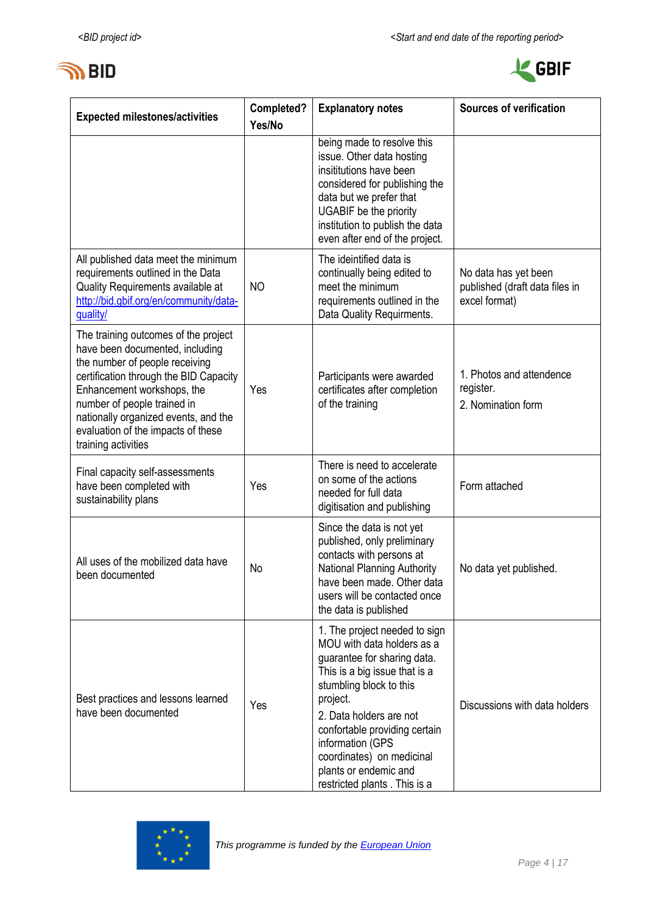| Expected milestones/activities | Completed? Yes/No | Explanatory notes | Sources of verification |
|---|---|---|---|
| | | being made to resolve this issue. Other data hosting insititutions have been considered for publishing the data but we prefer that UGABIF be the priority institution to publish the data even after end of the project. | |
| All published data meet the minimum requirements outlined in the Data Quality Requirements available at [http://bid.gbif.org/en/community/data-quality/](http://bid.gbif.org/en/community/data-quality/) | NO | The ideintified data is continually being edited to meet the minimum requirements outlined in the Data Quality Requirments. | No data has yet been published (draft data files in excel format) |
| The training outcomes of the project have been documented, including the number of people receiving certification through the BID Capacity Enhancement workshops, the number of people trained in nationally organized events, and the evaluation of the impacts of these training activities | Yes | Participants were awarded certificates after completion of the training | 1. Photos and attendence register. 2. Nomination form |
| Final capacity self-assessments have been completed with sustainability plans | Yes | There is need to accelerate on some of the actions needed for full data digitisation and publishing | Form attached |
| All uses of the mobilized data have been documented | No | Since the data is not yet published, only preliminary contacts with persons at National Planning Authority have been made. Other data users will be contacted once the data is published | No data yet published. |
| Best practices and lessons learned have been documented | Yes | 1. The project needed to sign MOU with data holders as a guarantee for sharing data. This is a big issue that is a stumbling block to this project. 2. Data holders are not confortable providing certain information (GPS coordinates) on medicinal plants or endemic and restricted plants . This is a | Discussions with data holders |

*This programme is funded by the [European Union](#)*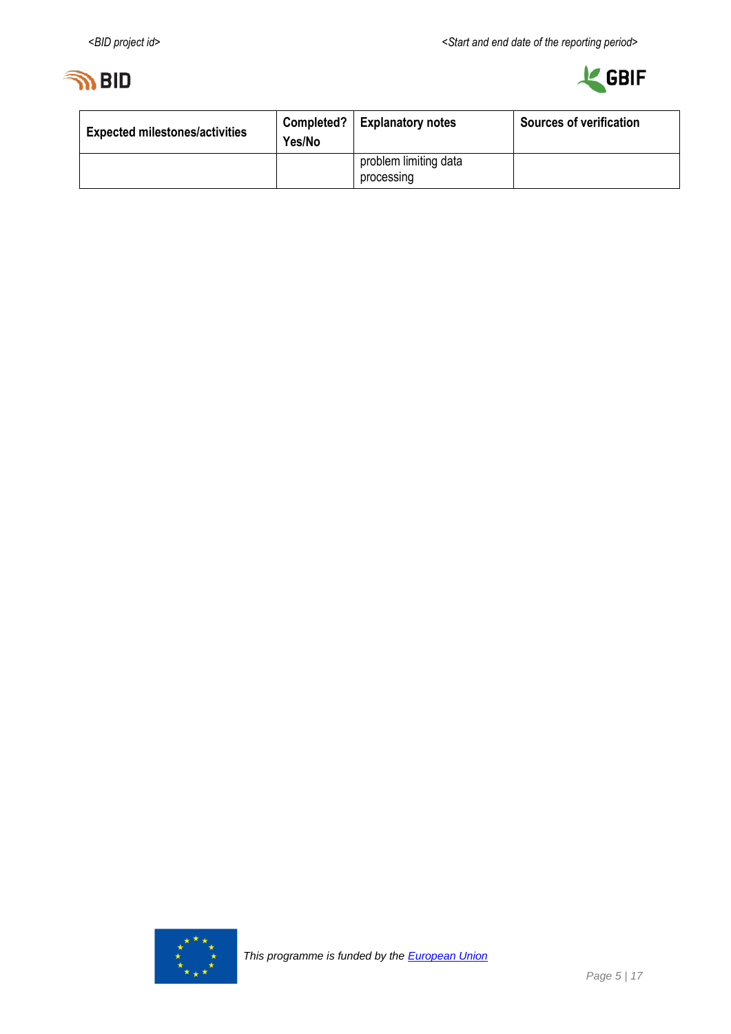| Expected milestones/activities | Completed? Yes/No | Explanatory notes | Sources of verification |
|---|---|---|---|
| | | problem limiting data processing | |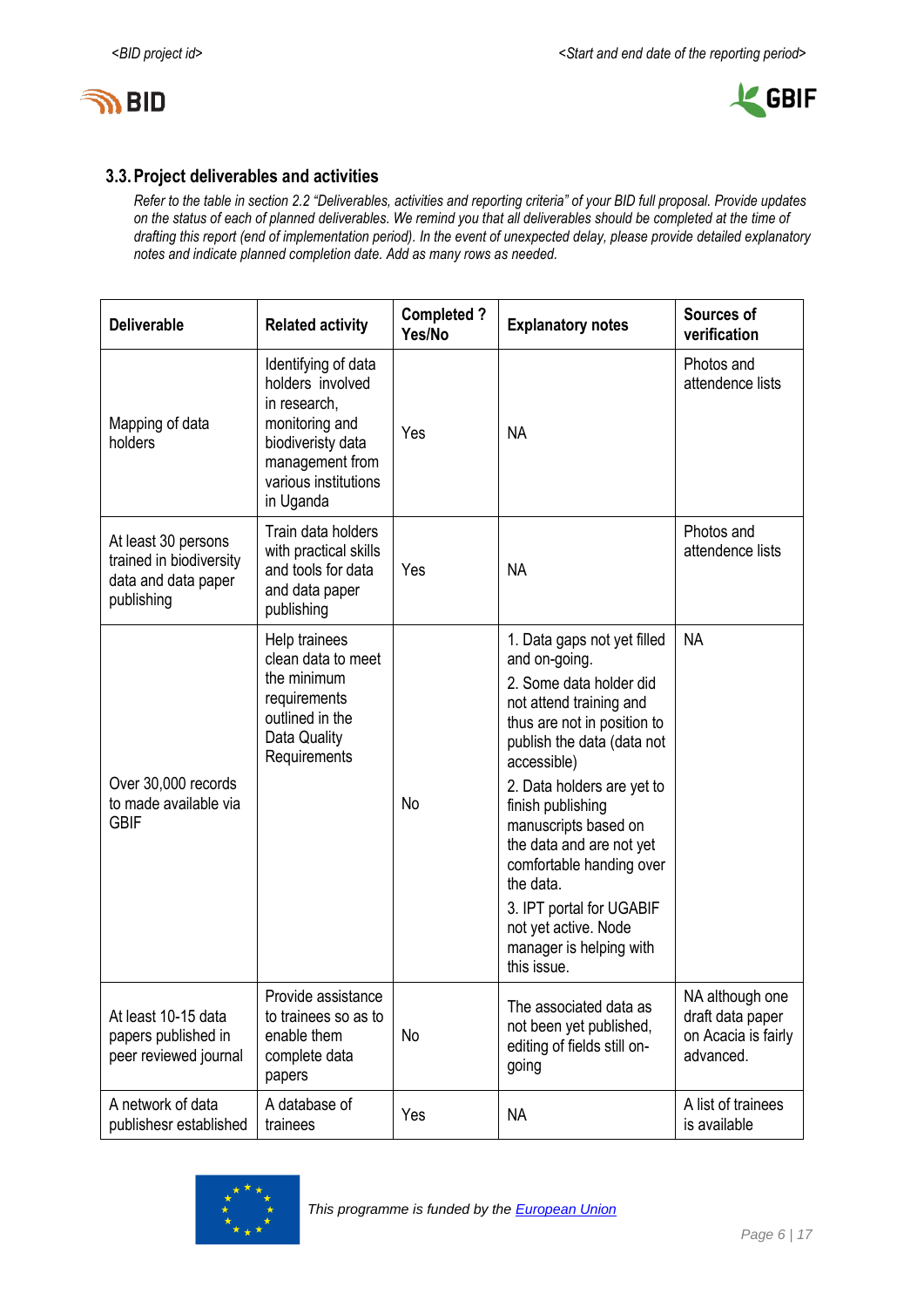### 3.3. Project deliverables and activities

*Refer to the table in section 2.2 "Deliverables, activities and reporting criteria" of your BID full proposal. Provide updates on the status of each of planned deliverables. We remind you that all deliverables should be completed at the time of drafting this report (end of implementation period). In the event of unexpected delay, please provide detailed explanatory notes and indicate planned completion date. Add as many rows as needed.*

| Deliverable | Related activity | Completed ? Yes/No | Explanatory notes | Sources of verification |
|---|---|---|---|---|
| Mapping of data holders | Identifying of data holders involved in research, monitoring and biodiveristy data management from various institutions in Uganda | Yes | NA | Photos and attendence lists |
| At least 30 persons trained in biodiversity data and data paper publishing | Train data holders with practical skills and tools for data and data paper publishing | Yes | NA | Photos and attendence lists |
| Over 30,000 records to made available via GBIF | Help trainees clean data to meet the minimum requirements outlined in the Data Quality Requirements | No | 1. Data gaps not yet filled and on-going.<br>2. Some data holder did not attend training and thus are not in position to publish the data (data not accessible)<br>2. Data holders are yet to finish publishing manuscripts based on the data and are not yet comfortable handing over the data.<br>3. IPT portal for UGABIF not yet active. Node manager is helping with this issue. | NA |
| At least 10-15 data papers published in peer reviewed journal | Provide assistance to trainees so as to enable them complete data papers | No | The associated data as not been yet published, editing of fields still on-going | NA although one draft data paper on Acacia is fairly advanced. |
| A network of data publishesr established | A database of trainees | Yes | NA | A list of trainees is available |

*This programme is funded by the European Union*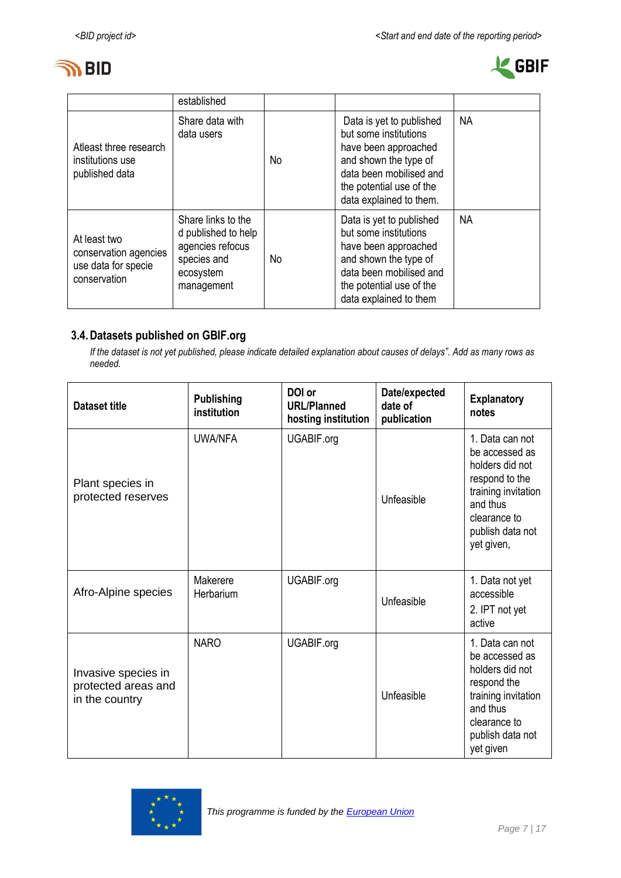| | established | | | |
|---|---|---|---|---|
| Atleast three research institutions use published data | Share data with data users | No | Data is yet to published but some institutions have been approached and shown the type of data been mobilised and the potential use of the data explained to them. | NA |
| At least two conservation agencies use data for specie conservation | Share links to the d published to help agencies refocus species and ecosystem management | No | Data is yet to published but some institutions have been approached and shown the type of data been mobilised and the potential use of the data explained to them | NA |

### 3.4. Datasets published on GBIF.org

*If the dataset is not yet published, please indicate detailed explanation about causes of delays". Add as many rows as needed.*

| Dataset title | Publishing institution | DOI or URL/Planned hosting institution | Date/expected date of publication | Explanatory notes |
|---|---|---|---|---|
| Plant species in protected reserves | UWA/NFA | UGABIF.org | Unfeasible | 1. Data can not be accessed as holders did not respond to the training invitation and thus clearance to publish data not yet given, |
| Afro-Alpine species | Makerere Herbarium | UGABIF.org | Unfeasible | 1. Data not yet accessible<br>2. IPT not yet active |
| Invasive species in protected areas and in the country | NARO | UGABIF.org | Unfeasible | 1. Data can not be accessed as holders did not respond the training invitation and thus clearance to publish data not yet given |

*This programme is funded by the European Union*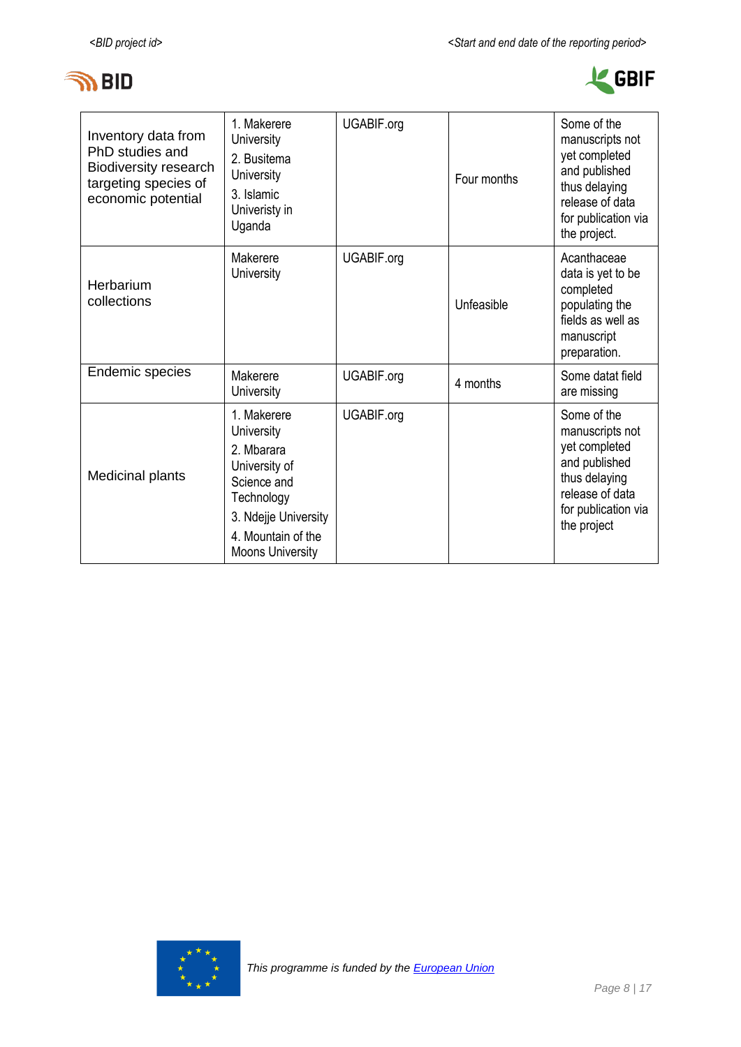| | | | | |
|---|---|---|---|---|
| Inventory data from PhD studies and Biodiversity research targeting species of economic potential | 1. Makerere University<br>2. Busitema University<br>3. Islamic Univeristy in Uganda | UGABIF.org | Four months | Some of the manuscripts not yet completed and published thus delaying release of data for publication via the project. |
| Herbarium collections | Makerere University | UGABIF.org | Unfeasible | Acanthaceae data is yet to be completed populating the fields as well as manuscript preparation. |
| Endemic species | Makerere University | UGABIF.org | 4 months | Some datat field are missing |
| Medicinal plants | 1. Makerere University<br>2. Mbarara University of Science and Technology<br>3. Ndejje University<br>4. Mountain of the Moons University | UGABIF.org | | Some of the manuscripts not yet completed and published thus delaying release of data for publication via the project |

This programme is funded by the European Union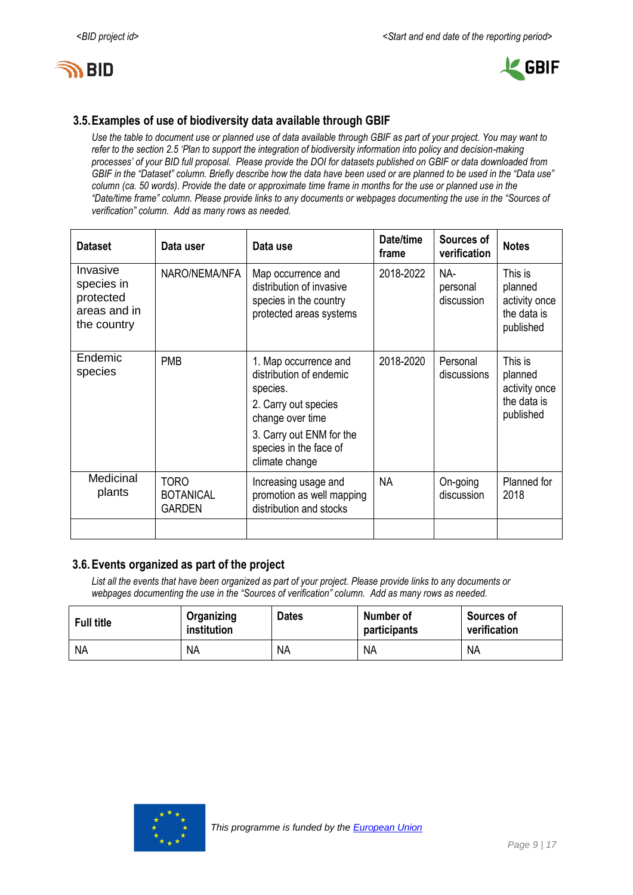### 3.5. Examples of use of biodiversity data available through GBIF

*Use the table to document use or planned use of data available through GBIF as part of your project. You may want to refer to the section 2.5 'Plan to support the integration of biodiversity information into policy and decision-making processes' of your BID full proposal. Please provide the DOI for datasets published on GBIF or data downloaded from GBIF in the "Dataset" column. Briefly describe how the data have been used or are planned to be used in the "Data use" column (ca. 50 words). Provide the date or approximate time frame in months for the use or planned use in the "Date/time frame" column. Please provide links to any documents or webpages documenting the use in the "Sources of verification" column. Add as many rows as needed.*

| Dataset | Data user | Data use | Date/time frame | Sources of verification | Notes |
|---|---|---|---|---|---|
| Invasive species in protected areas and in the country | NARO/NEMA/NFA | Map occurrence and distribution of invasive species in the country protected areas systems | 2018-2022 | NA-personal discussion | This is planned activity once the data is published |
| Endemic species | PMB | 1. Map occurrence and distribution of endemic species.<br>2. Carry out species change over time<br>3. Carry out ENM for the species in the face of climate change | 2018-2020 | Personal discussions | This is planned activity once the data is published |
| Medicinal plants | TORO BOTANICAL GARDEN | Increasing usage and promotion as well mapping distribution and stocks | NA | On-going discussion | Planned for 2018 |
| | | | | | |

### 3.6. Events organized as part of the project

*List all the events that have been organized as part of your project. Please provide links to any documents or webpages documenting the use in the "Sources of verification" column. Add as many rows as needed.*

| Full title | Organizing institution | Dates | Number of participants | Sources of verification |
|---|---|---|---|---|
| NA | NA | NA | NA | NA |

*This programme is funded by the European Union*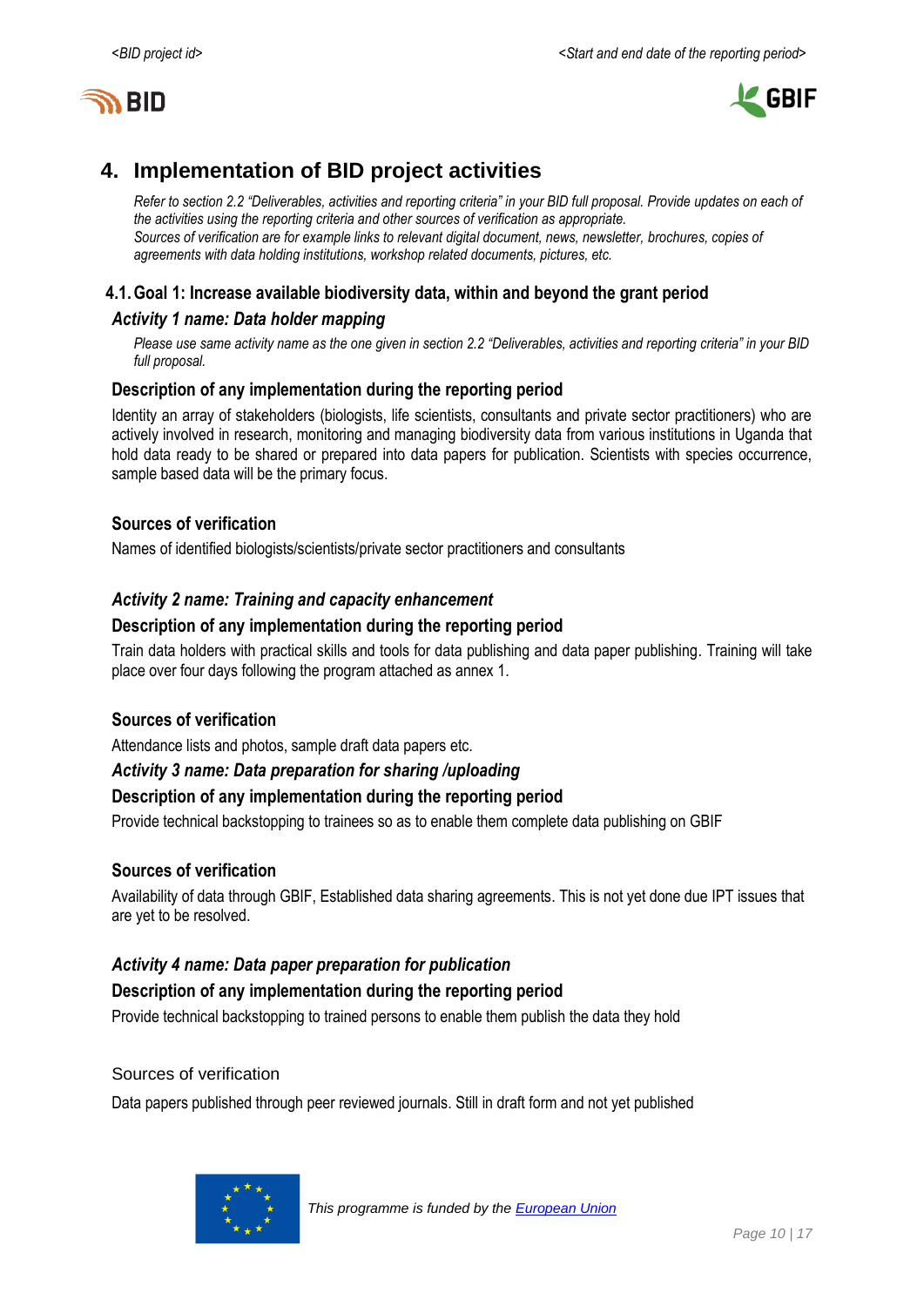# 4. Implementation of BID project activities

*Refer to section 2.2 "Deliverables, activities and reporting criteria" in your BID full proposal. Provide updates on each of the activities using the reporting criteria and other sources of verification as appropriate.*
*Sources of verification are for example links to relevant digital document, news, newsletter, brochures, copies of agreements with data holding institutions, workshop related documents, pictures, etc.*

## 4.1. Goal 1: Increase available biodiversity data, within and beyond the grant period

### *Activity 1 name: Data holder mapping*

*Please use same activity name as the one given in section 2.2 "Deliverables, activities and reporting criteria" in your BID full proposal.*

#### Description of any implementation during the reporting period

Identity an array of stakeholders (biologists, life scientists, consultants and private sector practitioners) who are actively involved in research, monitoring and managing biodiversity data from various institutions in Uganda that hold data ready to be shared or prepared into data papers for publication. Scientists with species occurrence, sample based data will be the primary focus.

#### Sources of verification

Names of identified biologists/scientists/private sector practitioners and consultants

### *Activity 2 name: Training and capacity enhancement*

#### Description of any implementation during the reporting period

Train data holders with practical skills and tools for data publishing and data paper publishing. Training will take place over four days following the program attached as annex 1.

#### Sources of verification

Attendance lists and photos, sample draft data papers etc.

### *Activity 3 name: Data preparation for sharing /uploading*

#### Description of any implementation during the reporting period

Provide technical backstopping to trainees so as to enable them complete data publishing on GBIF

#### Sources of verification

Availability of data through GBIF, Established data sharing agreements. This is not yet done due IPT issues that are yet to be resolved.

### *Activity 4 name: Data paper preparation for publication*

#### Description of any implementation during the reporting period

Provide technical backstopping to trained persons to enable them publish the data they hold

#### Sources of verification

Data papers published through peer reviewed journals. Still in draft form and not yet published

*This programme is funded by the European Union*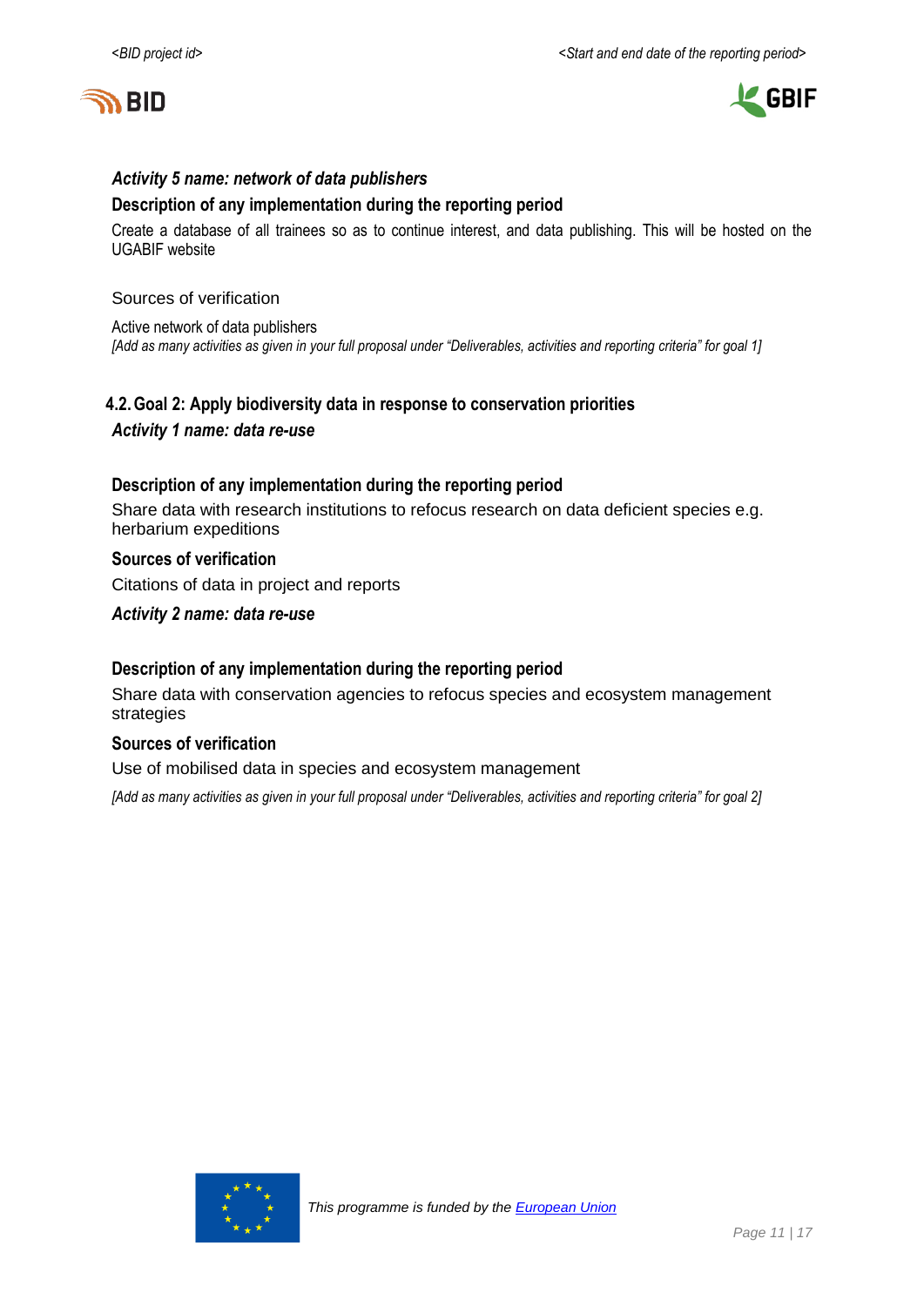***Activity 5 name: network of data publishers***

**Description of any implementation during the reporting period**

Create a database of all trainees so as to continue interest, and data publishing. This will be hosted on the UGABIF website

Sources of verification

Active network of data publishers

*[Add as many activities as given in your full proposal under "Deliverables, activities and reporting criteria" for goal 1]*

## 4.2. Goal 2: Apply biodiversity data in response to conservation priorities

***Activity 1 name: data re-use***

**Description of any implementation during the reporting period**

Share data with research institutions to refocus research on data deficient species e.g. herbarium expeditions

**Sources of verification**

Citations of data in project and reports

***Activity 2 name: data re-use***

**Description of any implementation during the reporting period**

Share data with conservation agencies to refocus species and ecosystem management strategies

**Sources of verification**

Use of mobilised data in species and ecosystem management

*[Add as many activities as given in your full proposal under "Deliverables, activities and reporting criteria" for goal 2]*

*This programme is funded by the European Union*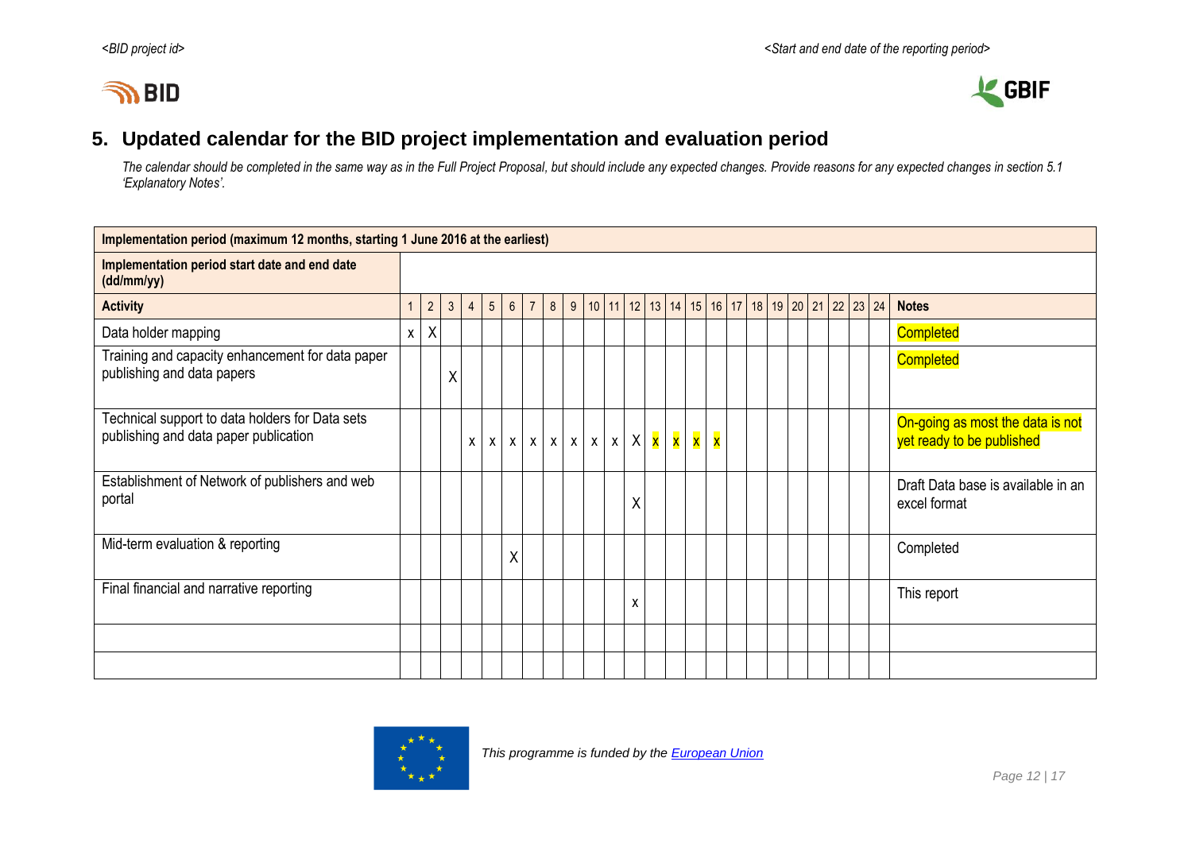## 5. Updated calendar for the BID project implementation and evaluation period

*The calendar should be completed in the same way as in the Full Project Proposal, but should include any expected changes. Provide reasons for any expected changes in section 5.1 'Explanatory Notes'.*

| Implementation period (maximum 12 months, starting 1 June 2016 at the earliest) | | | | | | | | | | | | | | | | | | | | | | | | | |
|---|---|---|---|---|---|---|---|---|---|---|---|---|---|---|---|---|---|---|---|---|---|---|---|---|---|
| Implementation period start date and end date (dd/mm/yy) | | | | | | | | | | | | | | | | | | | | | | | | | |
| **Activity** | 1 | 2 | 3 | 4 | 5 | 6 | 7 | 8 | 9 | 10 | 11 | 12 | 13 | 14 | 15 | 16 | 17 | 18 | 19 | 20 | 21 | 22 | 23 | 24 | **Notes** |
| Data holder mapping | x | X | | | | | | | | | | | | | | | | | | | | | | | Completed |
| Training and capacity enhancement for data paper publishing and data papers | | | X | | | | | | | | | | | | | | | | | | | | | | Completed |
| Technical support to data holders for Data sets publishing and data paper publication | | | | x | x | x | x | x | x | x | x | X | x | x | x | x | | | | | | | | | On-going as most the data is not yet ready to be published |
| Establishment of Network of publishers and web portal | | | | | | | | | | | | X | | | | | | | | | | | | | Draft Data base is available in an excel format |
| Mid-term evaluation & reporting | | | | | | X | | | | | | | | | | | | | | | | | | | Completed |
| Final financial and narrative reporting | | | | | | | | | | | | x | | | | | | | | | | | | | This report |
| | | | | | | | | | | | | | | | | | | | | | | | | | |
| | | | | | | | | | | | | | | | | | | | | | | | | | |

*This programme is funded by the European Union*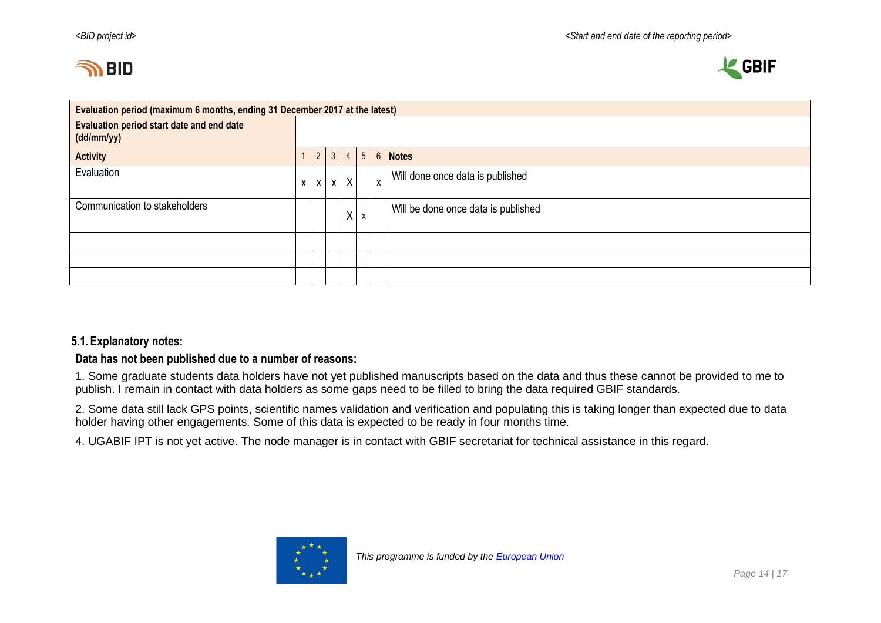| Evaluation period (maximum 6 months, ending 31 December 2017 at the latest) | | | | | | | |
|---|---|---|---|---|---|---|---|
| Evaluation period start date and end date (dd/mm/yy) | | | | | | | |
| **Activity** | 1 | 2 | 3 | 4 | 5 | 6 | **Notes** |
| Evaluation | x | x | x | X | | x | Will done once data is published |
| Communication to stakeholders | | | | X | x | | Will be done once data is published |
| | | | | | | | |
| | | | | | | | |
| | | | | | | | |

### 5.1. Explanatory notes:

**Data has not been published due to a number of reasons:**

1. Some graduate students data holders have not yet published manuscripts based on the data and thus these cannot be provided to me to publish. I remain in contact with data holders as some gaps need to be filled to bring the data required GBIF standards.

2. Some data still lack GPS points, scientific names validation and verification and populating this is taking longer than expected due to data holder having other engagements. Some of this data is expected to be ready in four months time.

4. UGABIF IPT is not yet active. The node manager is in contact with GBIF secretariat for technical assistance in this regard.

*This programme is funded by the European Union*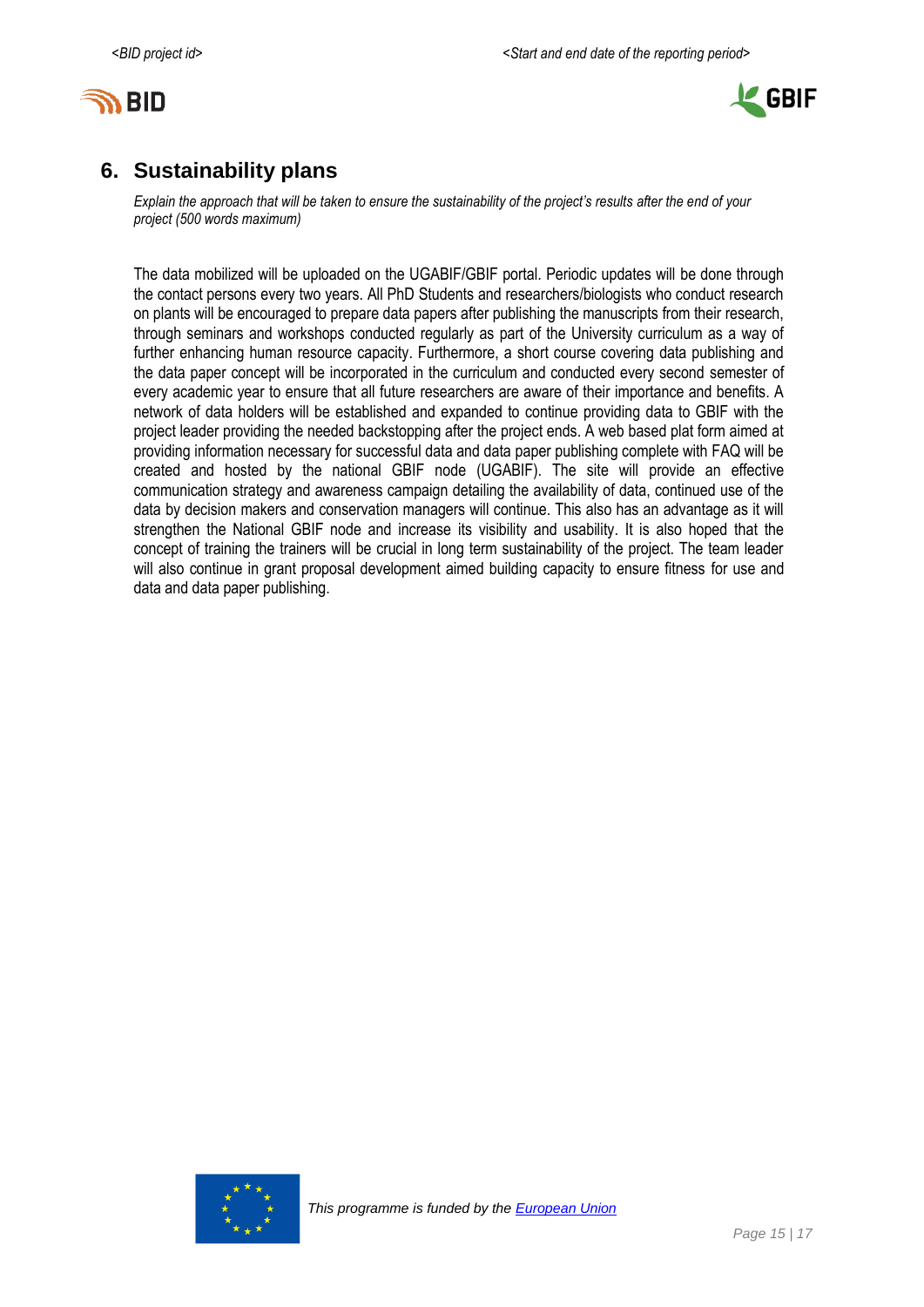## 6. Sustainability plans

*Explain the approach that will be taken to ensure the sustainability of the project's results after the end of your project (500 words maximum)*

The data mobilized will be uploaded on the UGABIF/GBIF portal. Periodic updates will be done through the contact persons every two years. All PhD Students and researchers/biologists who conduct research on plants will be encouraged to prepare data papers after publishing the manuscripts from their research, through seminars and workshops conducted regularly as part of the University curriculum as a way of further enhancing human resource capacity. Furthermore, a short course covering data publishing and the data paper concept will be incorporated in the curriculum and conducted every second semester of every academic year to ensure that all future researchers are aware of their importance and benefits. A network of data holders will be established and expanded to continue providing data to GBIF with the project leader providing the needed backstopping after the project ends. A web based plat form aimed at providing information necessary for successful data and data paper publishing complete with FAQ will be created and hosted by the national GBIF node (UGABIF). The site will provide an effective communication strategy and awareness campaign detailing the availability of data, continued use of the data by decision makers and conservation managers will continue. This also has an advantage as it will strengthen the National GBIF node and increase its visibility and usability. It is also hoped that the concept of training the trainers will be crucial in long term sustainability of the project. The team leader will also continue in grant proposal development aimed building capacity to ensure fitness for use and data and data paper publishing.

This programme is funded by the [European Union]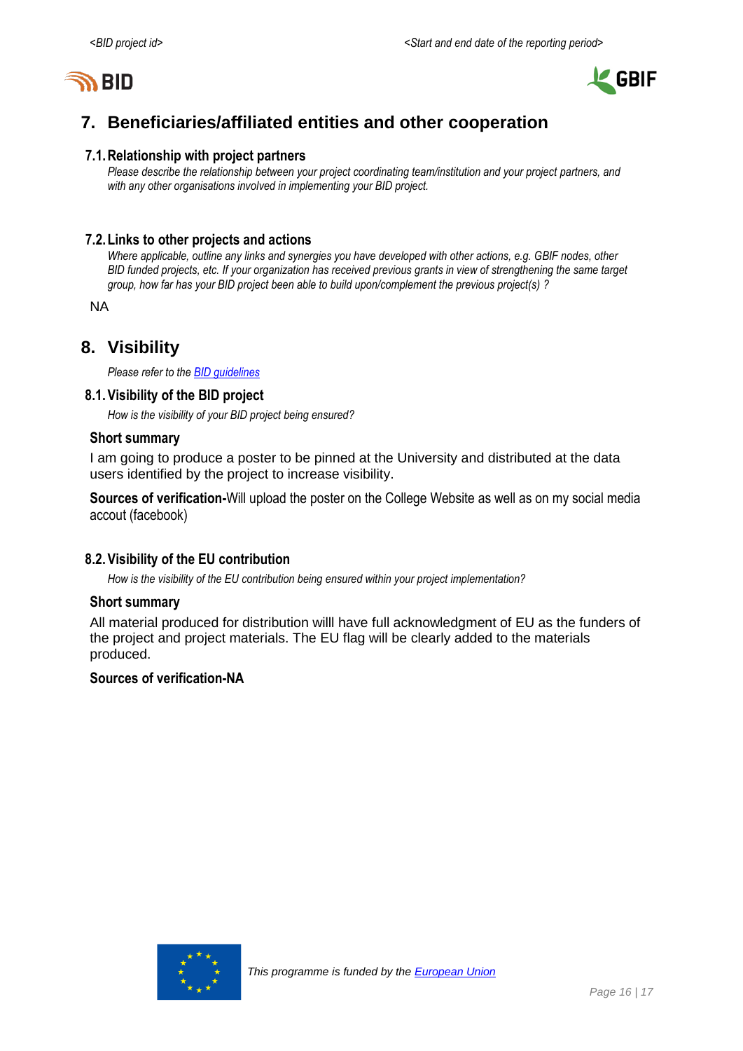## 7. Beneficiaries/affiliated entities and other cooperation

### 7.1. Relationship with project partners

*Please describe the relationship between your project coordinating team/institution and your project partners, and with any other organisations involved in implementing your BID project.*

### 7.2. Links to other projects and actions

*Where applicable, outline any links and synergies you have developed with other actions, e.g. GBIF nodes, other BID funded projects, etc. If your organization has received previous grants in view of strengthening the same target group, how far has your BID project been able to build upon/complement the previous project(s) ?*

NA

## 8. Visibility

*Please refer to the BID guidelines*

### 8.1. Visibility of the BID project

*How is the visibility of your BID project being ensured?*

**Short summary**

I am going to produce a poster to be pinned at the University and distributed at the data users identified by the project to increase visibility.

**Sources of verification-**Will upload the poster on the College Website as well as on my social media accout (facebook)

### 8.2. Visibility of the EU contribution

*How is the visibility of the EU contribution being ensured within your project implementation?*

**Short summary**

All material produced for distribution willl have full acknowledgment of EU as the funders of the project and project materials. The EU flag will be clearly added to the materials produced.

**Sources of verification-NA**

*This programme is funded by the European Union*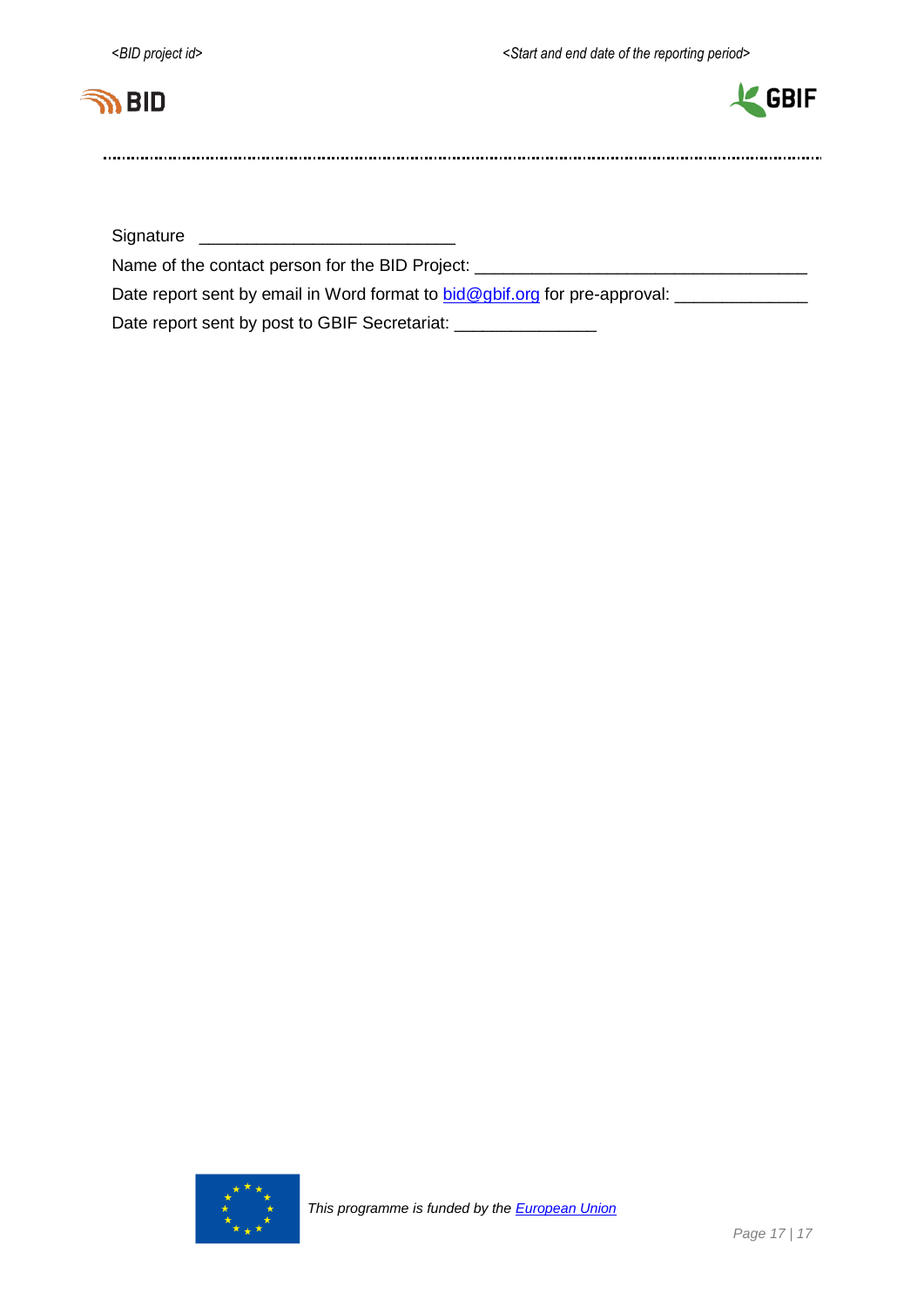Signature ___________________________

Name of the contact person for the BID Project: ___________________________________

Date report sent by email in Word format to bid@gbif.org for pre-approval: ______________

Date report sent by post to GBIF Secretariat: _______________

*This programme is funded by the European Union*